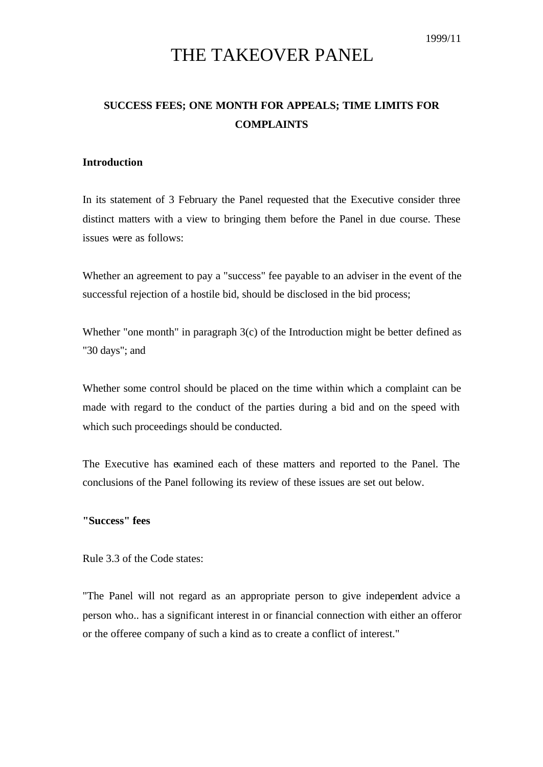1999/11

# THE TAKEOVER PANEL

## SUCCESS FEES; ONE MONTH FOR APPEALS; TIME LIMITS FOR COMPLAINTS

**Introduction**

In its statement of 3 February the Panel requested that the Executive consider three distinct matters with a view to bringing them before the Panel in due course. These issues were as follows:

Whether an agreement to pay a "success" fee payable to an adviser in the event of the successful rejection of a hostile bid, should be disclosed in the bid process;

Whether "one month" in paragraph 3(c) of the Introduction might be better defined as "30 days"; and

Whether some control should be placed on the time within which a complaint can be made with regard to the conduct of the parties during a bid and on the speed with which such proceedings should be conducted.

The Executive has examined each of these matters and reported to the Panel. The conclusions of the Panel following its review of these issues are set out below.

**"Success" fees**

Rule 3.3 of the Code states:

"The Panel will not regard as an appropriate person to give independent advice a person who.. has a significant interest in or financial connection with either an offeror or the offeree company of such a kind as to create a conflict of interest."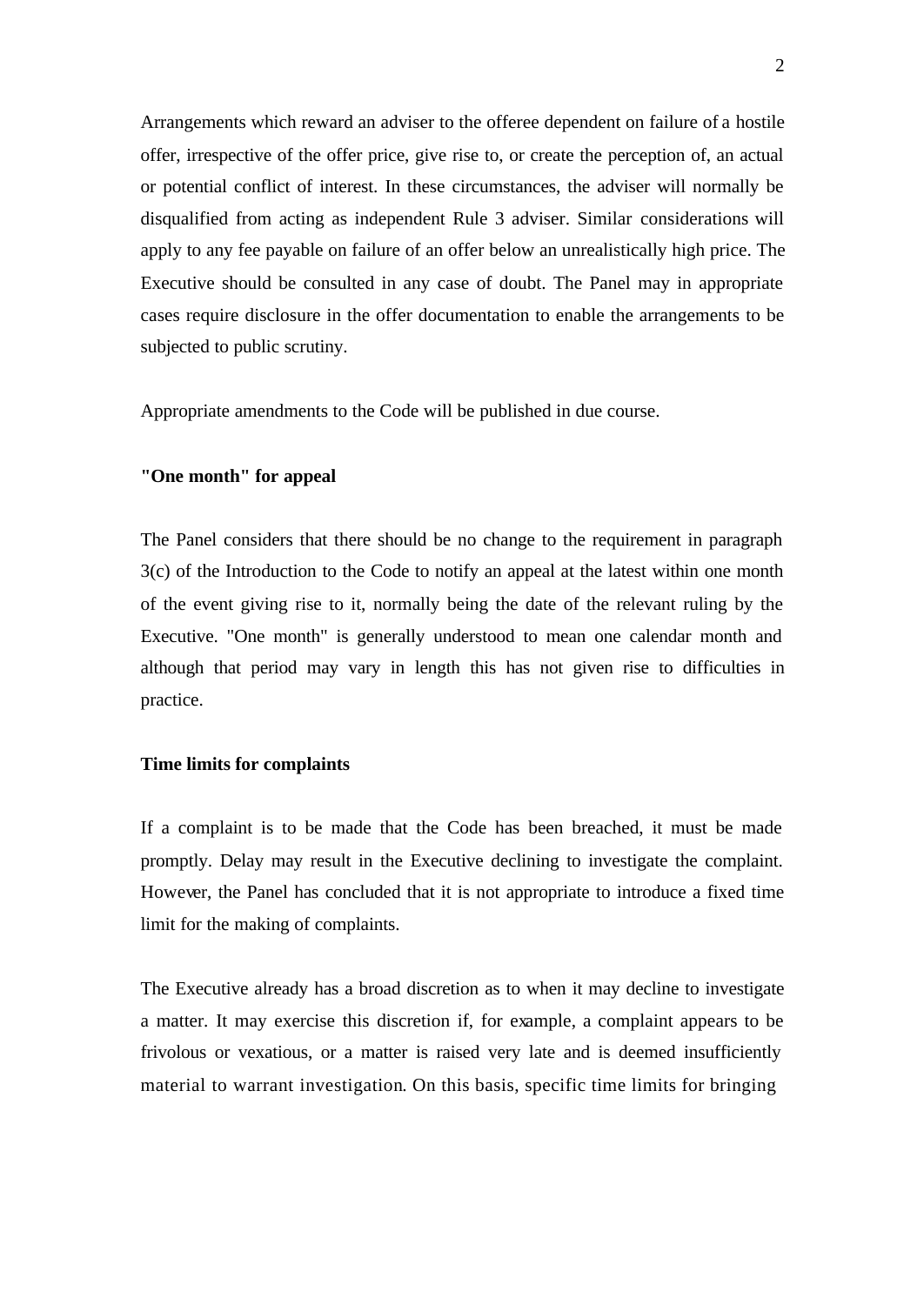Arrangements which reward an adviser to the offeree dependent on failure of a hostile offer, irrespective of the offer price, give rise to, or create the perception of, an actual or potential conflict of interest. In these circumstances, the adviser will normally be disqualified from acting as independent Rule 3 adviser. Similar considerations will apply to any fee payable on failure of an offer below an unrealistically high price. The Executive should be consulted in any case of doubt. The Panel may in appropriate cases require disclosure in the offer documentation to enable the arrangements to be subjected to public scrutiny.

Appropriate amendments to the Code will be published in due course.

**"One month" for appeal**

The Panel considers that there should be no change to the requirement in paragraph 3(c) of the Introduction to the Code to notify an appeal at the latest within one month of the event giving rise to it, normally being the date of the relevant ruling by the Executive. "One month" is generally understood to mean one calendar month and although that period may vary in length this has not given rise to difficulties in practice.

**Time limits for complaints**

If a complaint is to be made that the Code has been breached, it must be made promptly. Delay may result in the Executive declining to investigate the complaint. However, the Panel has concluded that it is not appropriate to introduce a fixed time limit for the making of complaints.

The Executive already has a broad discretion as to when it may decline to investigate a matter. It may exercise this discretion if, for example, a complaint appears to be frivolous or vexatious, or a matter is raised very late and is deemed insufficiently material to warrant investigation. On this basis, specific time limits for bringing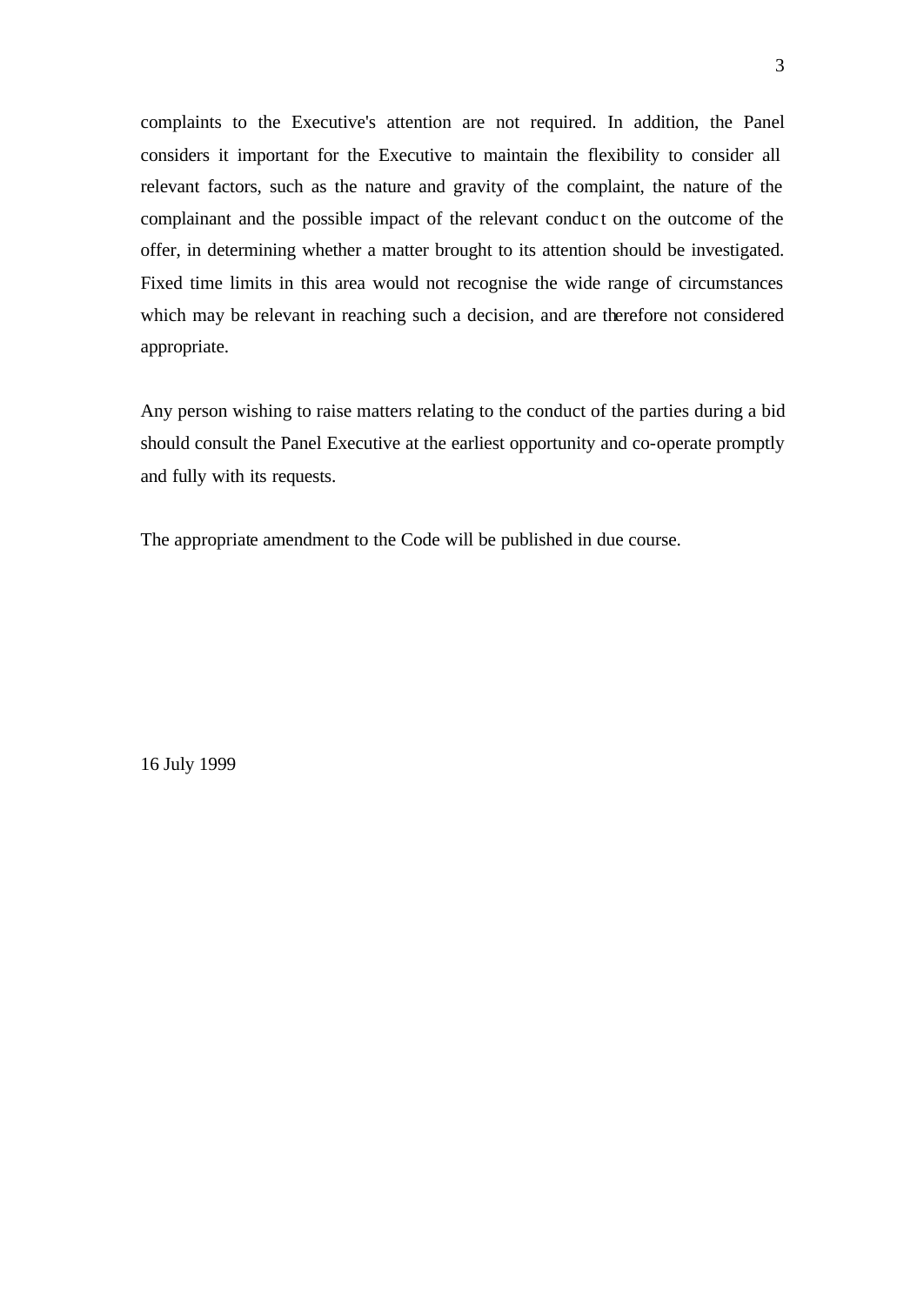complaints to the Executive's attention are not required. In addition, the Panel considers it important for the Executive to maintain the flexibility to consider all relevant factors, such as the nature and gravity of the complaint, the nature of the complainant and the possible impact of the relevant conduct on the outcome of the offer, in determining whether a matter brought to its attention should be investigated. Fixed time limits in this area would not recognise the wide range of circumstances which may be relevant in reaching such a decision, and are therefore not considered appropriate.

Any person wishing to raise matters relating to the conduct of the parties during a bid should consult the Panel Executive at the earliest opportunity and co-operate promptly and fully with its requests.

The appropriate amendment to the Code will be published in due course.

16 July 1999